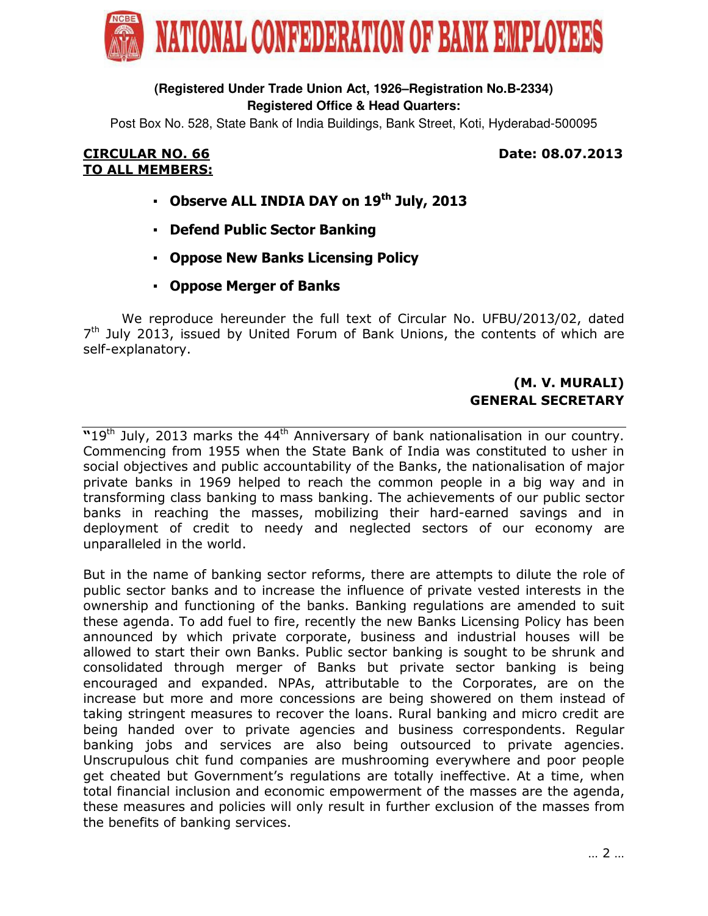# NATIONAL CONFEDERATION OF BANK EMPLOYEES

**(Registered Under Trade Union Act, 1926–Registration No.B-2334)**
**Registered Office & Head Quarters:**
Post Box No. 528, State Bank of India Buildings, Bank Street, Koti, Hyderabad-500095

**CIRCULAR NO. 66** **Date: 08.07.2013**
**TO ALL MEMBERS:**

- **Observe ALL INDIA DAY on 19th July, 2013**
- **Defend Public Sector Banking**
- **Oppose New Banks Licensing Policy**
- **Oppose Merger of Banks**

We reproduce hereunder the full text of Circular No. UFBU/2013/02, dated 7th July 2013, issued by United Forum of Bank Unions, the contents of which are self-explanatory.

**(M. V. MURALI)**
**GENERAL SECRETARY**

---

"19th July, 2013 marks the 44th Anniversary of bank nationalisation in our country. Commencing from 1955 when the State Bank of India was constituted to usher in social objectives and public accountability of the Banks, the nationalisation of major private banks in 1969 helped to reach the common people in a big way and in transforming class banking to mass banking. The achievements of our public sector banks in reaching the masses, mobilizing their hard-earned savings and in deployment of credit to needy and neglected sectors of our economy are unparalleled in the world.

But in the name of banking sector reforms, there are attempts to dilute the role of public sector banks and to increase the influence of private vested interests in the ownership and functioning of the banks. Banking regulations are amended to suit these agenda. To add fuel to fire, recently the new Banks Licensing Policy has been announced by which private corporate, business and industrial houses will be allowed to start their own Banks. Public sector banking is sought to be shrunk and consolidated through merger of Banks but private sector banking is being encouraged and expanded. NPAs, attributable to the Corporates, are on the increase but more and more concessions are being showered on them instead of taking stringent measures to recover the loans. Rural banking and micro credit are being handed over to private agencies and business correspondents. Regular banking jobs and services are also being outsourced to private agencies. Unscrupulous chit fund companies are mushrooming everywhere and poor people get cheated but Government's regulations are totally ineffective. At a time, when total financial inclusion and economic empowerment of the masses are the agenda, these measures and policies will only result in further exclusion of the masses from the benefits of banking services.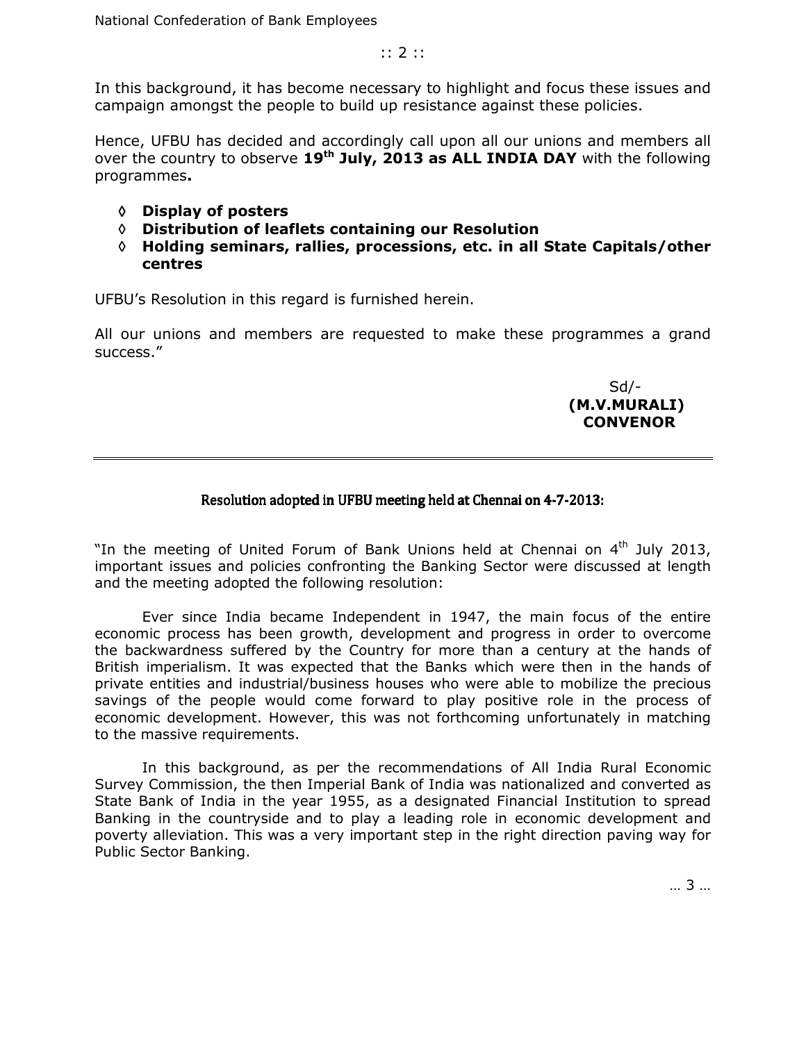In this background, it has become necessary to highlight and focus these issues and campaign amongst the people to build up resistance against these policies.

Hence, UFBU has decided and accordingly call upon all our unions and members all over the country to observe **19th July, 2013 as ALL INDIA DAY** with the following programmes**.**

- **Display of posters**
- **Distribution of leaflets containing our Resolution**
- **Holding seminars, rallies, processions, etc. in all State Capitals/other centres**

UFBU's Resolution in this regard is furnished herein.

All our unions and members are requested to make these programmes a grand success."

Sd/-
**(M.V.MURALI)**
**CONVENOR**

---

**Resolution adopted in UFBU meeting held at Chennai on 4-7-2013:**

"In the meeting of United Forum of Bank Unions held at Chennai on 4th July 2013, important issues and policies confronting the Banking Sector were discussed at length and the meeting adopted the following resolution:

Ever since India became Independent in 1947, the main focus of the entire economic process has been growth, development and progress in order to overcome the backwardness suffered by the Country for more than a century at the hands of British imperialism. It was expected that the Banks which were then in the hands of private entities and industrial/business houses who were able to mobilize the precious savings of the people would come forward to play positive role in the process of economic development. However, this was not forthcoming unfortunately in matching to the massive requirements.

In this background, as per the recommendations of All India Rural Economic Survey Commission, the then Imperial Bank of India was nationalized and converted as State Bank of India in the year 1955, as a designated Financial Institution to spread Banking in the countryside and to play a leading role in economic development and poverty alleviation. This was a very important step in the right direction paving way for Public Sector Banking.

… 3 …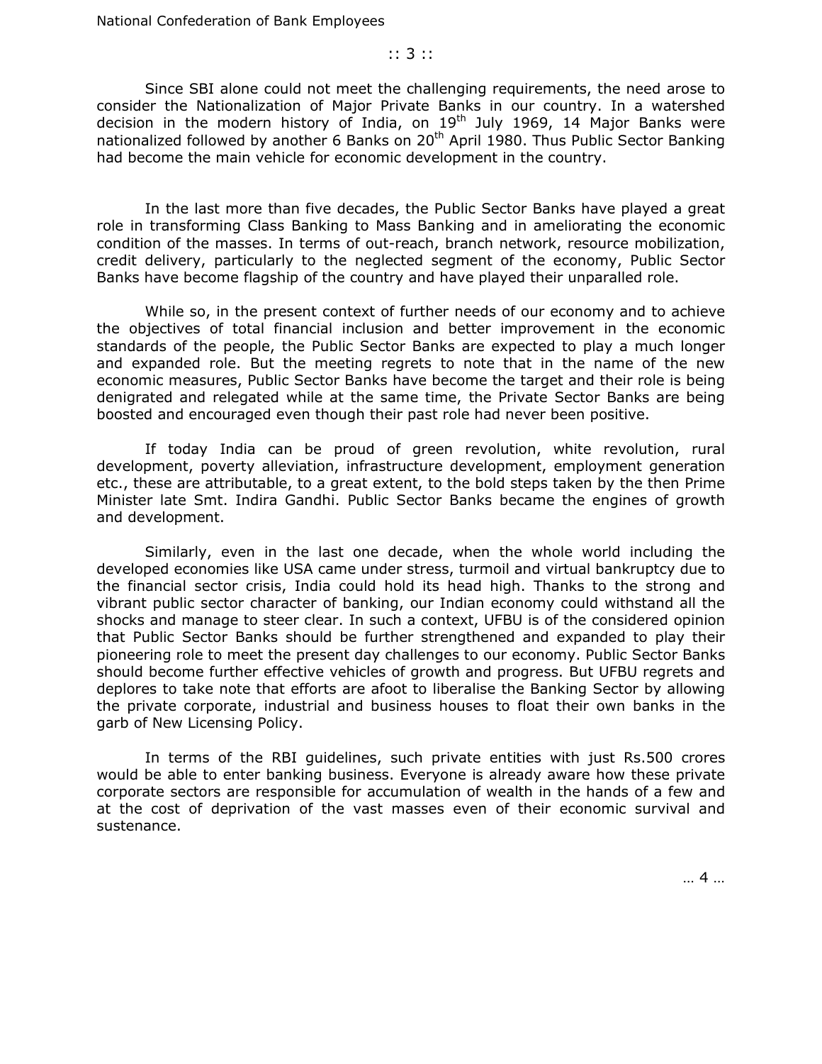Since SBI alone could not meet the challenging requirements, the need arose to consider the Nationalization of Major Private Banks in our country. In a watershed decision in the modern history of India, on 19th July 1969, 14 Major Banks were nationalized followed by another 6 Banks on 20th April 1980. Thus Public Sector Banking had become the main vehicle for economic development in the country.

In the last more than five decades, the Public Sector Banks have played a great role in transforming Class Banking to Mass Banking and in ameliorating the economic condition of the masses. In terms of out-reach, branch network, resource mobilization, credit delivery, particularly to the neglected segment of the economy, Public Sector Banks have become flagship of the country and have played their unparalled role.

While so, in the present context of further needs of our economy and to achieve the objectives of total financial inclusion and better improvement in the economic standards of the people, the Public Sector Banks are expected to play a much longer and expanded role. But the meeting regrets to note that in the name of the new economic measures, Public Sector Banks have become the target and their role is being denigrated and relegated while at the same time, the Private Sector Banks are being boosted and encouraged even though their past role had never been positive.

If today India can be proud of green revolution, white revolution, rural development, poverty alleviation, infrastructure development, employment generation etc., these are attributable, to a great extent, to the bold steps taken by the then Prime Minister late Smt. Indira Gandhi. Public Sector Banks became the engines of growth and development.

Similarly, even in the last one decade, when the whole world including the developed economies like USA came under stress, turmoil and virtual bankruptcy due to the financial sector crisis, India could hold its head high. Thanks to the strong and vibrant public sector character of banking, our Indian economy could withstand all the shocks and manage to steer clear. In such a context, UFBU is of the considered opinion that Public Sector Banks should be further strengthened and expanded to play their pioneering role to meet the present day challenges to our economy. Public Sector Banks should become further effective vehicles of growth and progress. But UFBU regrets and deplores to take note that efforts are afoot to liberalise the Banking Sector by allowing the private corporate, industrial and business houses to float their own banks in the garb of New Licensing Policy.

In terms of the RBI guidelines, such private entities with just Rs.500 crores would be able to enter banking business. Everyone is already aware how these private corporate sectors are responsible for accumulation of wealth in the hands of a few and at the cost of deprivation of the vast masses even of their economic survival and sustenance.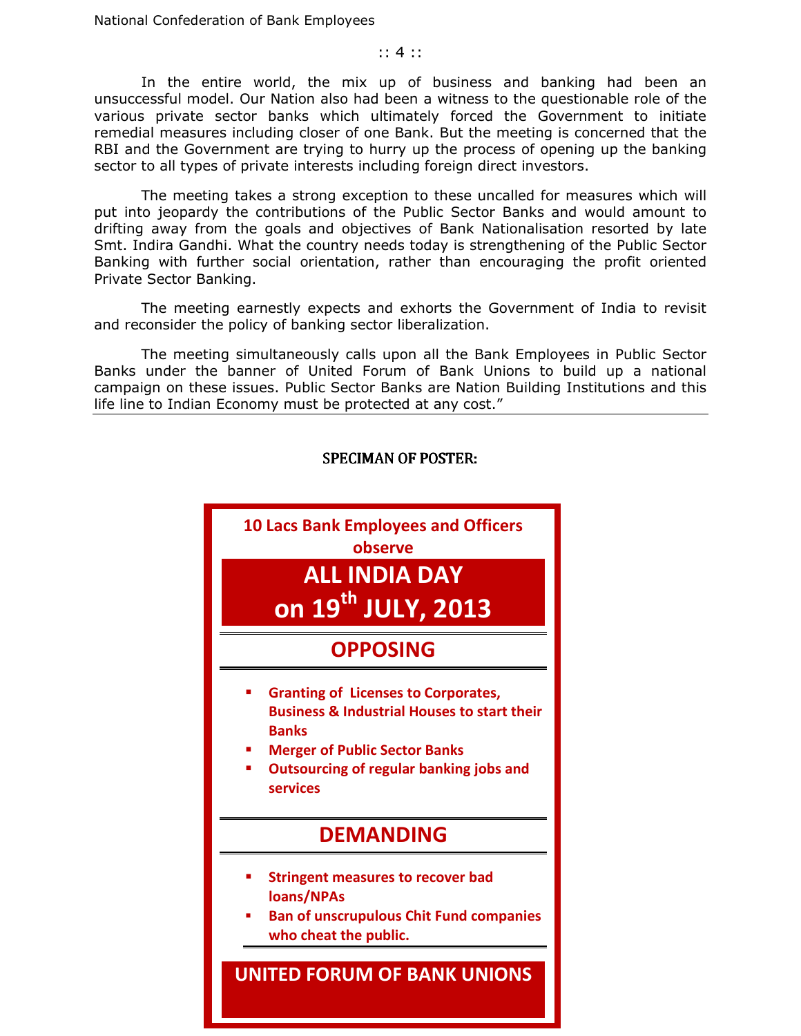In the entire world, the mix up of business and banking had been an unsuccessful model. Our Nation also had been a witness to the questionable role of the various private sector banks which ultimately forced the Government to initiate remedial measures including closer of one Bank. But the meeting is concerned that the RBI and the Government are trying to hurry up the process of opening up the banking sector to all types of private interests including foreign direct investors.

The meeting takes a strong exception to these uncalled for measures which will put into jeopardy the contributions of the Public Sector Banks and would amount to drifting away from the goals and objectives of Bank Nationalisation resorted by late Smt. Indira Gandhi. What the country needs today is strengthening of the Public Sector Banking with further social orientation, rather than encouraging the profit oriented Private Sector Banking.

The meeting earnestly expects and exhorts the Government of India to revisit and reconsider the policy of banking sector liberalization.

The meeting simultaneously calls upon all the Bank Employees in Public Sector Banks under the banner of United Forum of Bank Unions to build up a national campaign on these issues. Public Sector Banks are Nation Building Institutions and this life line to Indian Economy must be protected at any cost."

---

**SPECIMAN OF POSTER:**

**10 Lacs Bank Employees and Officers observe**

# ALL INDIA DAY on 19th JULY, 2013

## OPPOSING

- **Granting of Licenses to Corporates, Business & Industrial Houses to start their Banks**
- **Merger of Public Sector Banks**
- **Outsourcing of regular banking jobs and services**

## DEMANDING

- **Stringent measures to recover bad loans/NPAs**
- **Ban of unscrupulous Chit Fund companies who cheat the public.**

**UNITED FORUM OF BANK UNIONS**